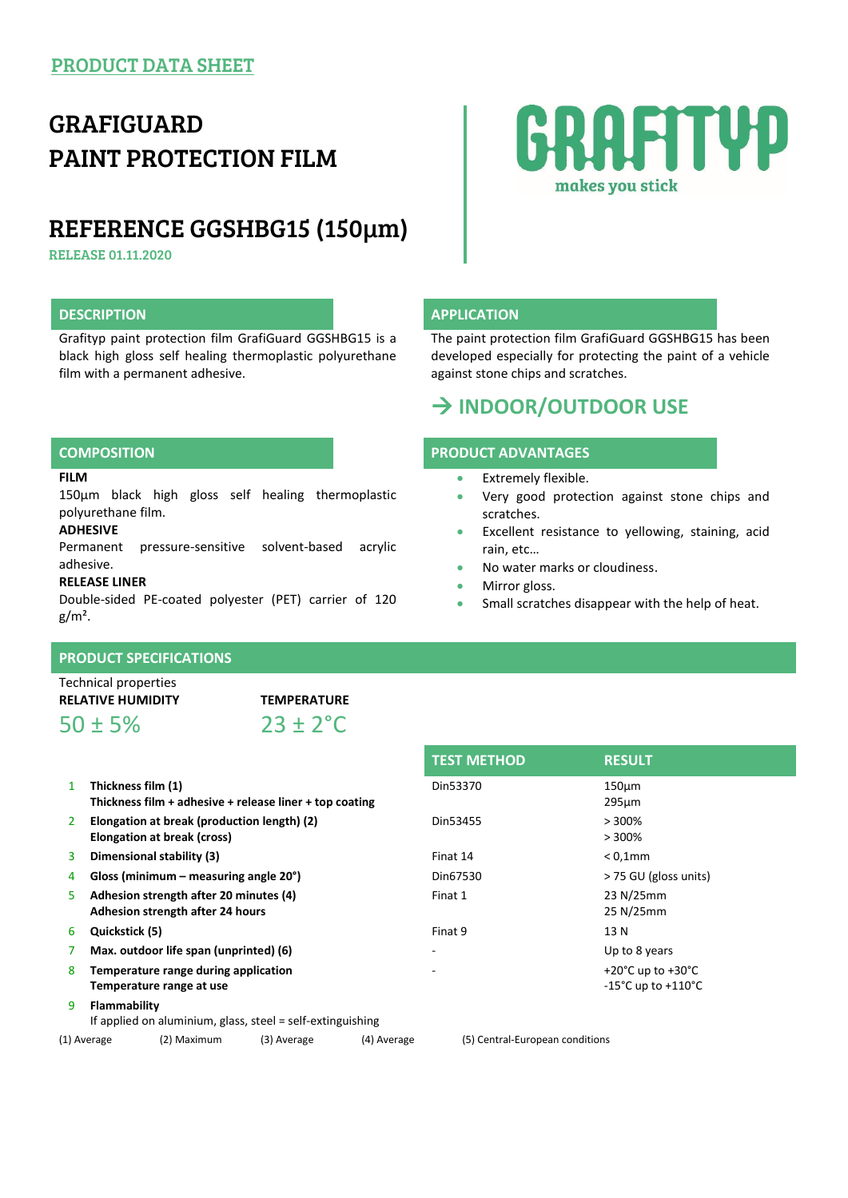PRODUCT DATA SHEET

# GRAFIGUARD
# PAINT PROTECTION FILM

GRAFITYP
makes you stick

## REFERENCE GGSHBG15 (150µm)

RELEASE 01.11.2020

### DESCRIPTION

Grafityp paint protection film GrafiGuard GGSHBG15 is a black high gloss self healing thermoplastic polyurethane film with a permanent adhesive.

### APPLICATION

The paint protection film GrafiGuard GGSHBG15 has been developed especially for protecting the paint of a vehicle against stone chips and scratches.

**→ INDOOR/OUTDOOR USE**

### COMPOSITION

**FILM**

150µm black high gloss self healing thermoplastic polyurethane film.

**ADHESIVE**

Permanent pressure-sensitive solvent-based acrylic adhesive.

**RELEASE LINER**

Double-sided PE-coated polyester (PET) carrier of 120 g/m².

### PRODUCT ADVANTAGES

- Extremely flexible.
- Very good protection against stone chips and scratches.
- Excellent resistance to yellowing, staining, acid rain, etc…
- No water marks or cloudiness.
- Mirror gloss.
- Small scratches disappear with the help of heat.

### PRODUCT SPECIFICATIONS

Technical properties

| RELATIVE HUMIDITY | TEMPERATURE |
|---|---|
| 50 ± 5% | 23 ± 2°C |

| | | TEST METHOD | RESULT |
|---|---|---|---|
| 1 | **Thickness film (1)**<br>**Thickness film + adhesive + release liner + top coating** | Din53370 | 150µm<br>295µm |
| 2 | **Elongation at break (production length) (2)**<br>**Elongation at break (cross)** | Din53455 | > 300%<br>> 300% |
| 3 | **Dimensional stability (3)** | Finat 14 | < 0,1mm |
| 4 | **Gloss (minimum – measuring angle 20°)** | Din67530 | > 75 GU (gloss units) |
| 5 | **Adhesion strength after 20 minutes (4)**<br>**Adhesion strength after 24 hours** | Finat 1 | 23 N/25mm<br>25 N/25mm |
| 6 | **Quickstick (5)** | Finat 9 | 13 N |
| 7 | **Max. outdoor life span (unprinted) (6)** | - | Up to 8 years |
| 8 | **Temperature range during application**<br>**Temperature range at use** | - | +20°C up to +30°C<br>-15°C up to +110°C |
| 9 | **Flammability**<br>If applied on aluminium, glass, steel = self-extinguishing | | |

(1) Average (2) Maximum (3) Average (4) Average (5) Central-European conditions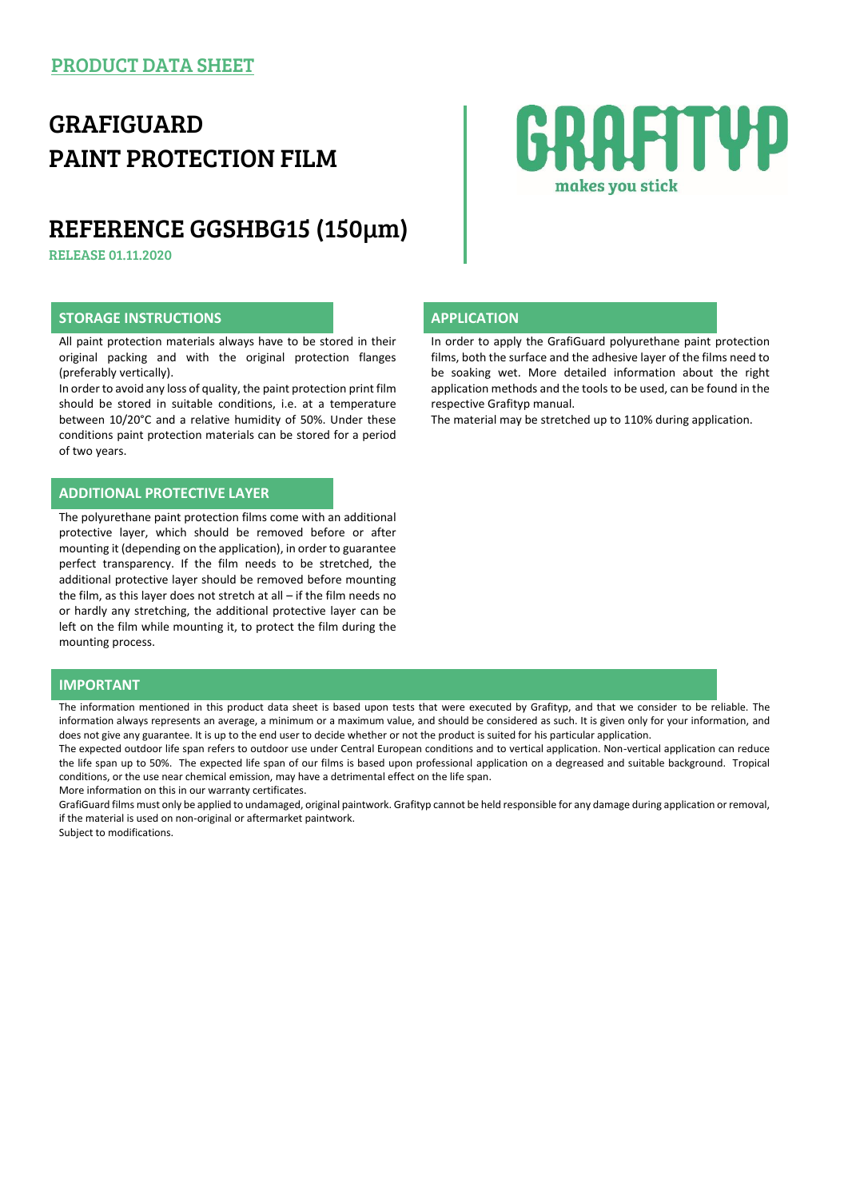PRODUCT DATA SHEET

# GRAFIGUARD PAINT PROTECTION FILM

# REFERENCE GGSHBG15 (150µm)

RELEASE 01.11.2020

GRAFITYP makes you stick

## STORAGE INSTRUCTIONS

All paint protection materials always have to be stored in their original packing and with the original protection flanges (preferably vertically).

In order to avoid any loss of quality, the paint protection print film should be stored in suitable conditions, i.e. at a temperature between 10/20°C and a relative humidity of 50%. Under these conditions paint protection materials can be stored for a period of two years.

## ADDITIONAL PROTECTIVE LAYER

The polyurethane paint protection films come with an additional protective layer, which should be removed before or after mounting it (depending on the application), in order to guarantee perfect transparency. If the film needs to be stretched, the additional protective layer should be removed before mounting the film, as this layer does not stretch at all – if the film needs no or hardly any stretching, the additional protective layer can be left on the film while mounting it, to protect the film during the mounting process.

## APPLICATION

In order to apply the GrafiGuard polyurethane paint protection films, both the surface and the adhesive layer of the films need to be soaking wet. More detailed information about the right application methods and the tools to be used, can be found in the respective Grafityp manual.

The material may be stretched up to 110% during application.

## IMPORTANT

The information mentioned in this product data sheet is based upon tests that were executed by Grafityp, and that we consider to be reliable. The information always represents an average, a minimum or a maximum value, and should be considered as such. It is given only for your information, and does not give any guarantee. It is up to the end user to decide whether or not the product is suited for his particular application.

The expected outdoor life span refers to outdoor use under Central European conditions and to vertical application. Non-vertical application can reduce the life span up to 50%. The expected life span of our films is based upon professional application on a degreased and suitable background. Tropical conditions, or the use near chemical emission, may have a detrimental effect on the life span.

More information on this in our warranty certificates.

GrafiGuard films must only be applied to undamaged, original paintwork. Grafityp cannot be held responsible for any damage during application or removal, if the material is used on non-original or aftermarket paintwork.

Subject to modifications.